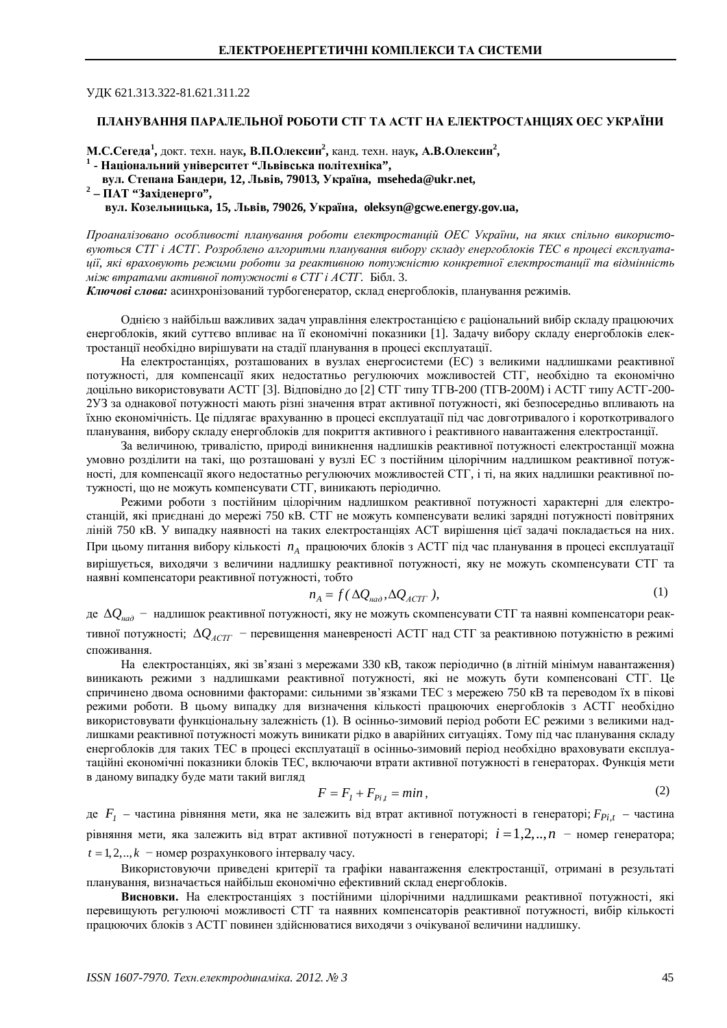УДК 621.313.322-81.621.311.22

# ПЛАНУВАННЯ ПАРАЛЕЛЬНОЇ РОБОТИ СТГ ТА АСТГ НА ЕЛЕКТРОСТАНЦІЯХ ОЕС УКРАЇНИ

**М.С.Сегеда**[1], докт. техн. наук, **В.П.Олексин**[2], канд. техн. наук, **А.В.Олексин**[2],

[1] - **Національний університет "Львівська політехніка",**
**вул. Степана Бандери, 12, Львів, 79013, Україна, mseheda@ukr.net,**

[2] – **ПАТ "Західенерго",**
**вул. Козельницька, 15, Львів, 79026, Україна, oleksyn@gcwe.energy.gov.ua,**

*Проаналізовано особливості планування роботи електростанцій ОЕС України, на яких спільно використовуються СТГ і АСТГ. Розроблено алгоритми планування вибору складу енергоблоків ТЕС в процесі експлуатації, які враховують режими роботи за реактивною потужністю конкретної електростанції та відмінність між втратами активної потужності в СТГ і АСТГ.* Бібл. 3.

***Ключові слова:*** асинхронізований турбогенератор, склад енергоблоків, планування режимів.

Однією з найбільш важливих задач управління електростанцією є раціональний вибір складу працюючих енергоблоків, який суттєво впливає на її економічні показники [1]. Задачу вибору складу енергоблоків електростанції необхідно вирішувати на стадії планування в процесі експлуатації.

На електростанціях, розташованих в вузлах енергосистеми (ЕС) з великими надлишками реактивної потужності, для компенсації яких недостатньо регулюючих можливостей СТГ, необхідно та економічно доцільно використовувати АСТГ [3]. Відповідно до [2] СТГ типу ТГВ-200 (ТГВ-200М) і АСТГ типу АСТГ-200-2УЗ за однакової потужності мають різні значення втрат активної потужності, які безпосередньо впливають на їхню економічність. Це підлягає врахуванню в процесі експлуатації під час довготривалого і короткотривалого планування, вибору складу енергоблоків для покриття активного і реактивного навантаження електростанції.

За величиною, тривалістю, природі виникнення надлишків реактивної потужності електростанції можна умовно розділити на такі, що розташовані у вузлі ЕС з постійним цілорічним надлишком реактивної потужності, для компенсації якого недостатньо регулюючих можливостей СТГ, і ті, на яких надлишки реактивної потужності, що не можуть компенсувати СТГ, виникають періодично.

Режими роботи з постійним цілорічним надлишком реактивної потужності характерні для електростанцій, які приєднані до мережі 750 кВ. СТГ не можуть компенсувати великі зарядні потужності повітряних ліній 750 кВ. У випадку наявності на таких електростанціях АСТ вирішення цієї задачі покладається на них. При цьому питання вибору кількості $n_A$ працюючих блоків з АСТГ під час планування в процесі експлуатації вирішується, виходячи з величини надлишку реактивної потужності, яку не можуть скомпенсувати СТГ та наявні компенсатори реактивної потужності, тобто

$$n_A = f(\Delta Q_{над}, \Delta Q_{АСТГ}), \tag{1}$$

де $\Delta Q_{над}$ – надлишок реактивної потужності, яку не можуть скомпенсувати СТГ та наявні компенсатори реактивної потужності; $\Delta Q_{АСТГ}$ – перевищення маневреності АСТГ над СТГ за реактивною потужністю в режимі споживання.

На електростанціях, які зв'язані з мережами 330 кВ, також періодично (в літній мінімум навантаження) виникають режими з надлишками реактивної потужності, які не можуть бути компенсовані СТГ. Це спричинено двома основними факторами: сильними зв'язками ТЕС з мережею 750 кВ та переводом їх в пікові режими роботи. В цьому випадку для визначення кількості працюючих енергоблоків з АСТГ необхідно використовувати функціональну залежність (1). В осінньо-зимовий період роботи ЕС режими з великими надлишками реактивної потужності можуть виникати рідко в аварійних ситуаціях. Тому під час планування складу енергоблоків для таких ТЕС в процесі експлуатації в осінньо-зимовий період необхідно враховувати експлуатаційні економічні показники блоків ТЕС, включаючи втрати активної потужності в генераторах. Функція мети в даному випадку буде мати такий вигляд

$$F = F_1 + F_{Pi,t} = min, \tag{2}$$

де $F_1$ – частина рівняння мети, яка не залежить від втрат активної потужності в генераторі; $F_{Pi,t}$ – частина рівняння мети, яка залежить від втрат активної потужності в генераторі; $i = 1,2,..,n$ – номер генератора; $t = 1,2,..,k$ – номер розрахункового інтервалу часу.

Використовуючи приведені критерії та графіки навантаження електростанції, отримані в результаті планування, визначається найбільш економічно ефективний склад енергоблоків.

**Висновки.** На електростанціях з постійними цілорічними надлишками реактивної потужності, які перевищують регулюючі можливості СТГ та наявних компенсаторів реактивної потужності, вибір кількості працюючих блоків з АСТГ повинен здійснюватися виходячи з очікуваної величини надлишку.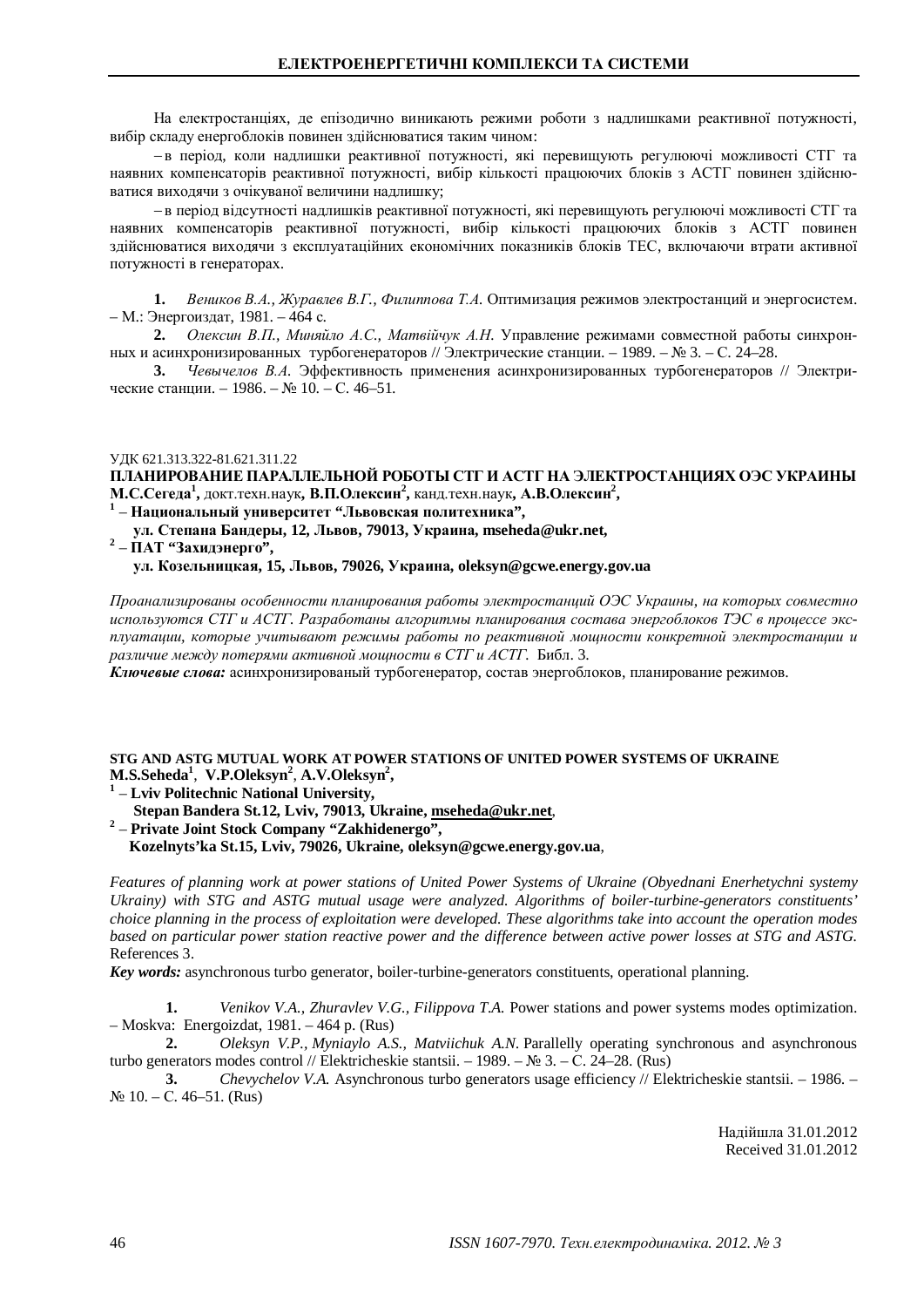На електростанціях, де епізодично виникають режими роботи з надлишками реактивної потужності, вибір складу енергоблоків повинен здійснюватися таким чином:

– в період, коли надлишки реактивної потужності, які перевищують регулюючі можливості СТГ та наявних компенсаторів реактивної потужності, вибір кількості працюючих блоків з АСТГ повинен здійснюватися виходячи з очікуваної величини надлишку;

– в період відсутності надлишків реактивної потужності, які перевищують регулюючі можливості СТГ та наявних компенсаторів реактивної потужності, вибір кількості працюючих блоків з АСТГ повинен здійснюватися виходячи з експлуатаційних економічних показників блоків ТЕС, включаючи втрати активної потужності в генераторах.

**1.** *Веников В.А., Журавлев В.Г., Филиппова Т.А.* Оптимизация режимов электростанций и энергосистем. – М.: Энергоиздат, 1981. – 464 с.

**2.** *Олексин В.П., Миняйло А.С., Матвійчук А.Н.* Управление режимами совместной работы синхронных и асинхронизированных турбогенераторов // Электрические станции. – 1989. – № 3. – С. 24–28.

**3.** *Чевычелов В.А.* Эффективность применения асинхронизированных турбогенераторов // Электрические станции. – 1986. – № 10. – С. 46–51.

УДК 621.313.322-81.621.311.22

**ПЛАНИРОВАНИЕ ПАРАЛЛЕЛЬНОЙ РОБОТЫ СТГ И АСТГ НА ЭЛЕКТРОСТАНЦИЯХ ОЭС УКРАИНЫ**

**М.С.Сегеда[1]**, докт.техн.наук**, В.П.Олексин[2]**, канд.техн.наук**, А.В.Олексин[2]**,

**[1] – Национальный университет "Львовская политехника",**
**ул. Степана Бандеры, 12, Львов, 79013, Украина, mseheda@ukr.net,**

**[2] – ПАТ "Захидэнерго",**
**ул. Козельницкая, 15, Львов, 79026, Украина, oleksyn@gcwe.energy.gov.ua**

*Проанализированы особенности планирования работы электростанций ОЭС Украины, на которых совместно используются СТГ и АСТГ. Разработаны алгоритмы планирования состава энергоблоков ТЭС в процессе эксплуатации, которые учитывают режимы работы по реактивной мощности конкретной электростанции и различие между потерями активной мощности в СТГ и АСТГ.* Библ. 3.

***Ключевые слова:*** асинхронизированный турбогенератор, состав энергоблоков, планирование режимов.

**STG AND ASTG MUTUAL WORK AT POWER STATIONS OF UNITED POWER SYSTEMS OF UKRAINE**

**M.S.Seheda[1], V.P.Oleksyn[2], A.V.Oleksyn[2],**

**[1] – Lviv Politechnic National University,**
**Stepan Bandera St.12, Lviv, 79013, Ukraine, mseheda@ukr.net,**

**[2] – Private Joint Stock Company "Zakhidenergo",**
**Kozelnyts'ka St.15, Lviv, 79026, Ukraine, oleksyn@gcwe.energy.gov.ua,**

*Features of planning work at power stations of United Power Systems of Ukraine (Obyednani Enerhetychni systemy Ukrainy) with STG and ASTG mutual usage were analyzed. Algorithms of boiler-turbine-generators constituents' choice planning in the process of exploitation were developed. These algorithms take into account the operation modes based on particular power station reactive power and the difference between active power losses at STG and ASTG.* References 3.

***Key words:*** asynchronous turbo generator, boiler-turbine-generators constituents, operational planning.

**1.** *Venikov V.A., Zhuravlev V.G., Filippova T.A.* Power stations and power systems modes optimization. – Moskva: Energoizdat, 1981. – 464 p. (Rus)

**2.** *Oleksyn V.P., Myniaylo A.S., Matviichuk A.N.* Parallelly operating synchronous and asynchronous turbo generators modes control // Elektricheskie stantsii. – 1989. – № 3. – C. 24–28. (Rus)

**3.** *Chevychelov V.A.* Asynchronous turbo generators usage efficiency // Elektricheskie stantsii. – 1986. – № 10. – C. 46–51. (Rus)

Надійшла 31.01.2012
Received 31.01.2012